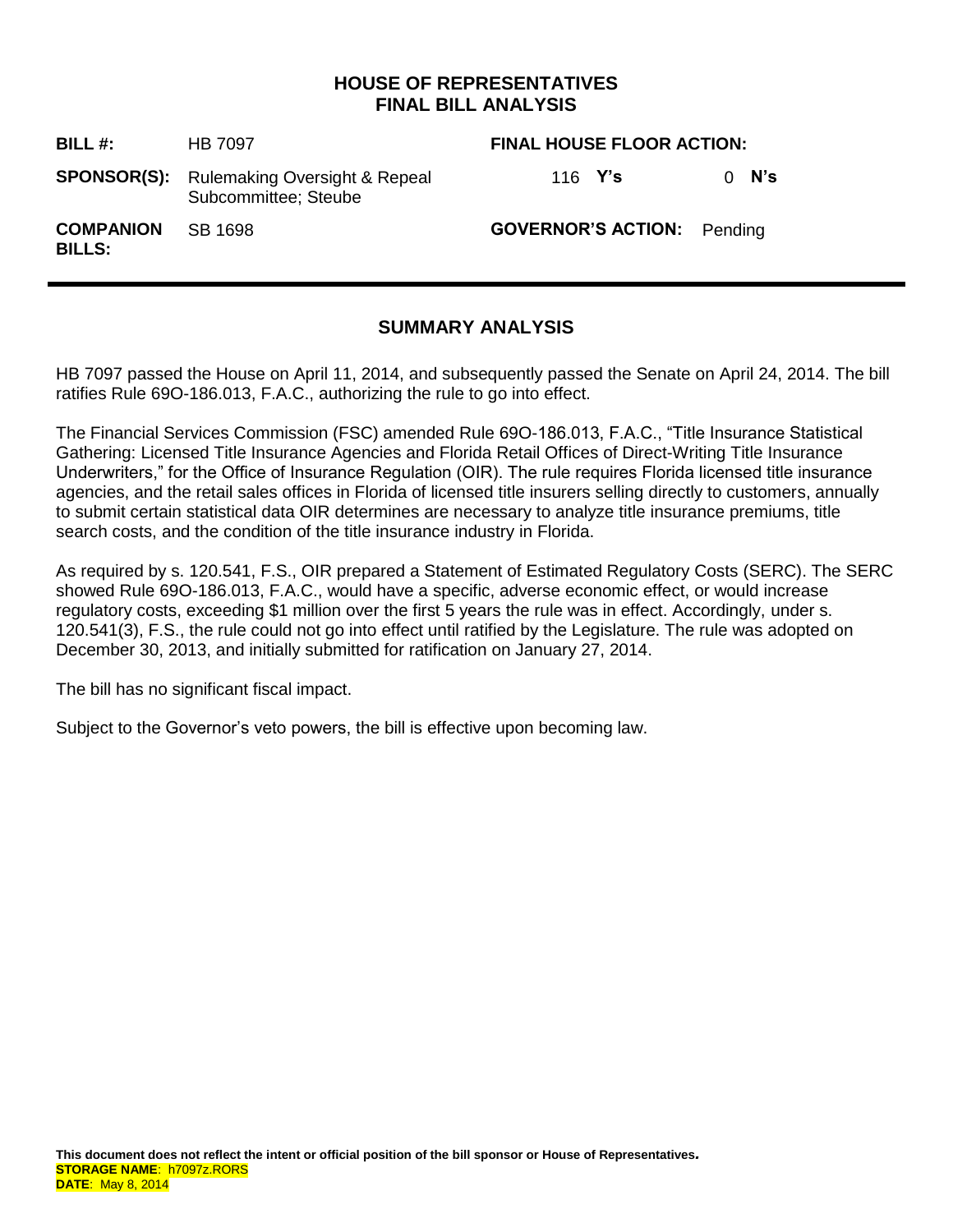# HOUSE OF REPRESENTATIVES
# FINAL BILL ANALYSIS

| | | | |
|---|---|---|---|
| **BILL #:** | HB 7097 | **FINAL HOUSE FLOOR ACTION:** | |
| **SPONSOR(S):** | Rulemaking Oversight & Repeal Subcommittee; Steube | 116 **Y's** | 0 **N's** |
| **COMPANION BILLS:** | SB 1698 | **GOVERNOR'S ACTION:** | Pending |

## SUMMARY ANALYSIS

HB 7097 passed the House on April 11, 2014, and subsequently passed the Senate on April 24, 2014. The bill ratifies Rule 69O-186.013, F.A.C., authorizing the rule to go into effect.

The Financial Services Commission (FSC) amended Rule 69O-186.013, F.A.C., "Title Insurance Statistical Gathering: Licensed Title Insurance Agencies and Florida Retail Offices of Direct-Writing Title Insurance Underwriters," for the Office of Insurance Regulation (OIR). The rule requires Florida licensed title insurance agencies, and the retail sales offices in Florida of licensed title insurers selling directly to customers, annually to submit certain statistical data OIR determines are necessary to analyze title insurance premiums, title search costs, and the condition of the title insurance industry in Florida.

As required by s. 120.541, F.S., OIR prepared a Statement of Estimated Regulatory Costs (SERC). The SERC showed Rule 69O-186.013, F.A.C., would have a specific, adverse economic effect, or would increase regulatory costs, exceeding $1 million over the first 5 years the rule was in effect. Accordingly, under s. 120.541(3), F.S., the rule could not go into effect until ratified by the Legislature. The rule was adopted on December 30, 2013, and initially submitted for ratification on January 27, 2014.

The bill has no significant fiscal impact.

Subject to the Governor's veto powers, the bill is effective upon becoming law.

**This document does not reflect the intent or official position of the bill sponsor or House of Representatives.**

**STORAGE NAME**: h7097z.RORS
**DATE**: May 8, 2014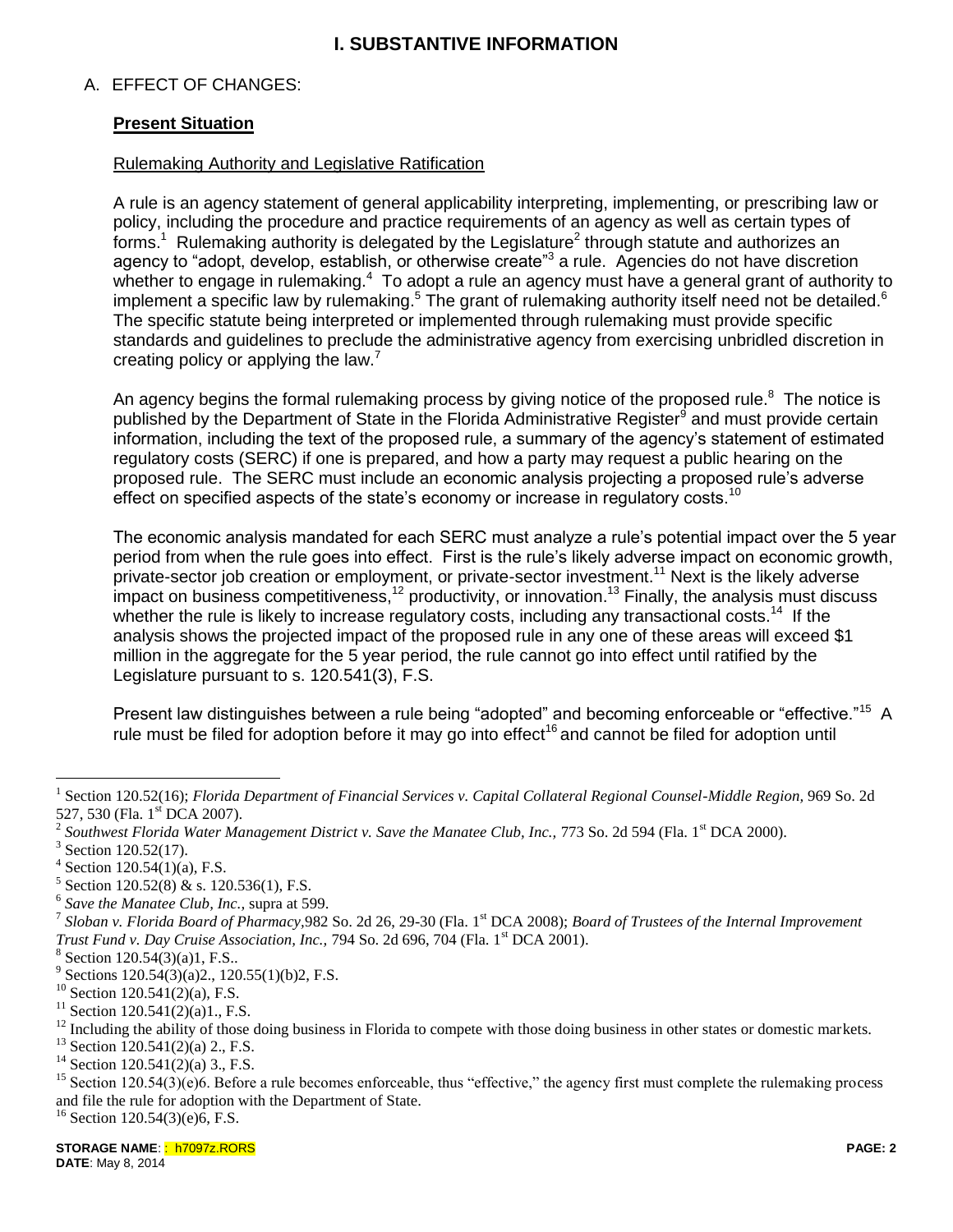# I. SUBSTANTIVE INFORMATION

A. EFFECT OF CHANGES:

**Present Situation**

Rulemaking Authority and Legislative Ratification

A rule is an agency statement of general applicability interpreting, implementing, or prescribing law or policy, including the procedure and practice requirements of an agency as well as certain types of forms.[1] Rulemaking authority is delegated by the Legislature[2] through statute and authorizes an agency to "adopt, develop, establish, or otherwise create"[3] a rule. Agencies do not have discretion whether to engage in rulemaking.[4] To adopt a rule an agency must have a general grant of authority to implement a specific law by rulemaking.[5] The grant of rulemaking authority itself need not be detailed.[6] The specific statute being interpreted or implemented through rulemaking must provide specific standards and guidelines to preclude the administrative agency from exercising unbridled discretion in creating policy or applying the law.[7]

An agency begins the formal rulemaking process by giving notice of the proposed rule.[8] The notice is published by the Department of State in the Florida Administrative Register[9] and must provide certain information, including the text of the proposed rule, a summary of the agency's statement of estimated regulatory costs (SERC) if one is prepared, and how a party may request a public hearing on the proposed rule. The SERC must include an economic analysis projecting a proposed rule's adverse effect on specified aspects of the state's economy or increase in regulatory costs.[10]

The economic analysis mandated for each SERC must analyze a rule's potential impact over the 5 year period from when the rule goes into effect. First is the rule's likely adverse impact on economic growth, private-sector job creation or employment, or private-sector investment.[11] Next is the likely adverse impact on business competitiveness,[12] productivity, or innovation.[13] Finally, the analysis must discuss whether the rule is likely to increase regulatory costs, including any transactional costs.[14] If the analysis shows the projected impact of the proposed rule in any one of these areas will exceed $1 million in the aggregate for the 5 year period, the rule cannot go into effect until ratified by the Legislature pursuant to s. 120.541(3), F.S.

Present law distinguishes between a rule being "adopted" and becoming enforceable or "effective."[15] A rule must be filed for adoption before it may go into effect[16] and cannot be filed for adoption until

---

[1] Section 120.52(16); *Florida Department of Financial Services v. Capital Collateral Regional Counsel-Middle Region,* 969 So. 2d 527, 530 (Fla. 1st DCA 2007).

[2] *Southwest Florida Water Management District v. Save the Manatee Club, Inc.,* 773 So. 2d 594 (Fla. 1st DCA 2000).

[3] Section 120.52(17).

[4] Section 120.54(1)(a), F.S.

[5] Section 120.52(8) & s. 120.536(1), F.S.

[6] *Save the Manatee Club, Inc.,* supra at 599.

[7] *Sloban v. Florida Board of Pharmacy,*982 So. 2d 26, 29-30 (Fla. 1st DCA 2008); *Board of Trustees of the Internal Improvement Trust Fund v. Day Cruise Association, Inc.,* 794 So. 2d 696, 704 (Fla. 1st DCA 2001).

[8] Section 120.54(3)(a)1, F.S..

[9] Sections 120.54(3)(a)2., 120.55(1)(b)2, F.S.

[10] Section 120.541(2)(a), F.S.

[11] Section 120.541(2)(a)1., F.S.

[12] Including the ability of those doing business in Florida to compete with those doing business in other states or domestic markets.

[13] Section 120.541(2)(a) 2., F.S.

[14] Section 120.541(2)(a) 3., F.S.

[15] Section 120.54(3)(e)6. Before a rule becomes enforceable, thus "effective," the agency first must complete the rulemaking process and file the rule for adoption with the Department of State.

[16] Section 120.54(3)(e)6, F.S.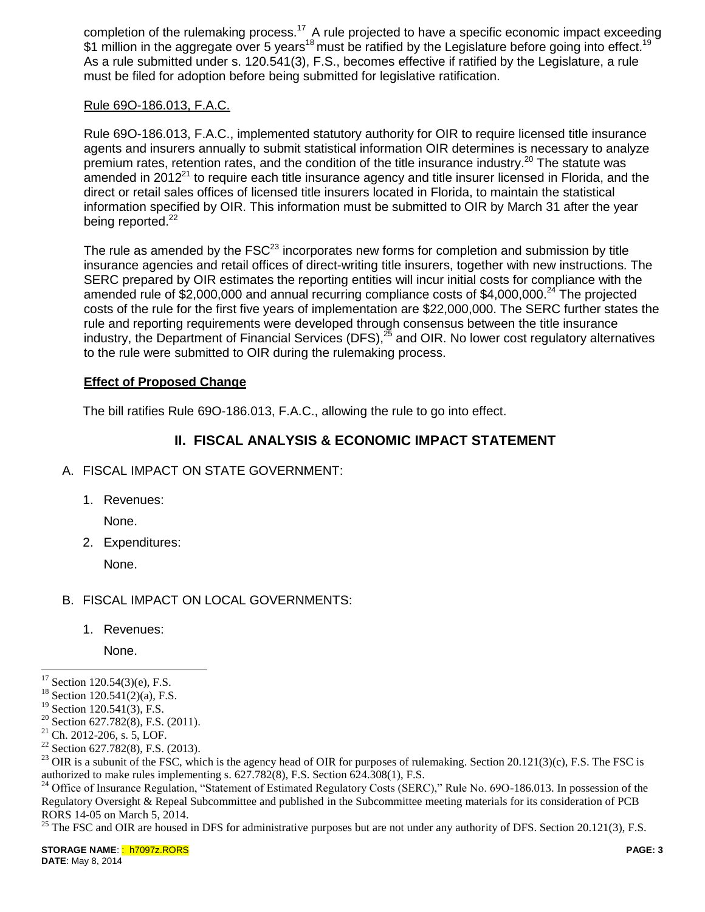completion of the rulemaking process.[17] A rule projected to have a specific economic impact exceeding $1 million in the aggregate over 5 years[18] must be ratified by the Legislature before going into effect.[19] As a rule submitted under s. 120.541(3), F.S., becomes effective if ratified by the Legislature, a rule must be filed for adoption before being submitted for legislative ratification.

Rule 69O-186.013, F.A.C.

Rule 69O-186.013, F.A.C., implemented statutory authority for OIR to require licensed title insurance agents and insurers annually to submit statistical information OIR determines is necessary to analyze premium rates, retention rates, and the condition of the title insurance industry.[20] The statute was amended in 2012[21] to require each title insurance agency and title insurer licensed in Florida, and the direct or retail sales offices of licensed title insurers located in Florida, to maintain the statistical information specified by OIR. This information must be submitted to OIR by March 31 after the year being reported.[22]

The rule as amended by the FSC[23] incorporates new forms for completion and submission by title insurance agencies and retail offices of direct-writing title insurers, together with new instructions. The SERC prepared by OIR estimates the reporting entities will incur initial costs for compliance with the amended rule of $2,000,000 and annual recurring compliance costs of $4,000,000.[24] The projected costs of the rule for the first five years of implementation are $22,000,000. The SERC further states the rule and reporting requirements were developed through consensus between the title insurance industry, the Department of Financial Services (DFS),[25] and OIR. No lower cost regulatory alternatives to the rule were submitted to OIR during the rulemaking process.

**Effect of Proposed Change**

The bill ratifies Rule 69O-186.013, F.A.C., allowing the rule to go into effect.

## II. FISCAL ANALYSIS & ECONOMIC IMPACT STATEMENT

A. FISCAL IMPACT ON STATE GOVERNMENT:

1. Revenues:

   None.

2. Expenditures:

   None.

B. FISCAL IMPACT ON LOCAL GOVERNMENTS:

1. Revenues:

   None.

---

[17] Section 120.54(3)(e), F.S.
[18] Section 120.541(2)(a), F.S.
[19] Section 120.541(3), F.S.
[20] Section 627.782(8), F.S. (2011).
[21] Ch. 2012-206, s. 5, LOF.
[22] Section 627.782(8), F.S. (2013).
[23] OIR is a subunit of the FSC, which is the agency head of OIR for purposes of rulemaking. Section 20.121(3)(c), F.S. The FSC is authorized to make rules implementing s. 627.782(8), F.S. Section 624.308(1), F.S.
[24] Office of Insurance Regulation, "Statement of Estimated Regulatory Costs (SERC)," Rule No. 69O-186.013. In possession of the Regulatory Oversight & Repeal Subcommittee and published in the Subcommittee meeting materials for its consideration of PCB RORS 14-05 on March 5, 2014.
[25] The FSC and OIR are housed in DFS for administrative purposes but are not under any authority of DFS. Section 20.121(3), F.S.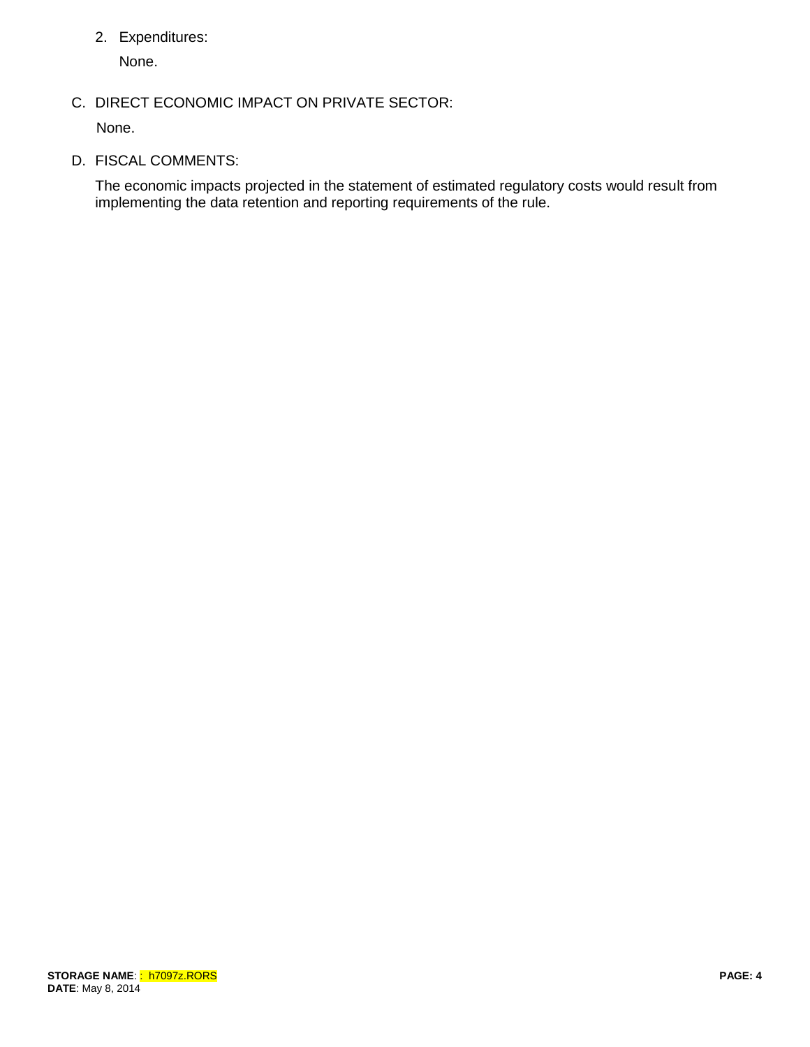2. Expenditures:

   None.

C. DIRECT ECONOMIC IMPACT ON PRIVATE SECTOR:

   None.

D. FISCAL COMMENTS:

   The economic impacts projected in the statement of estimated regulatory costs would result from implementing the data retention and reporting requirements of the rule.